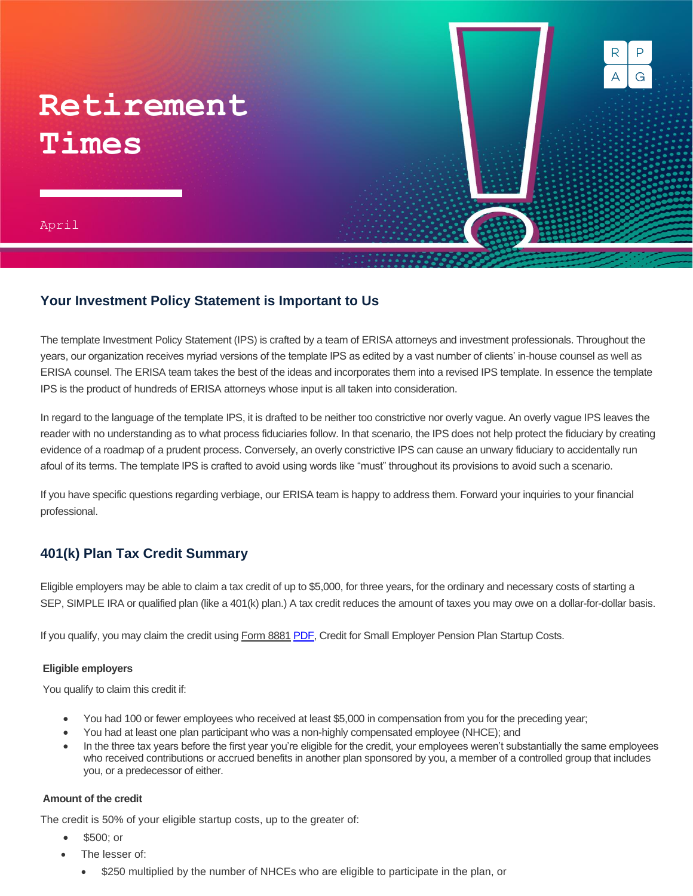# Retirement Times

April

## Your Investment Policy Statement is Important to Us

The template Investment Policy Statement (IPS) is crafted by a team of ERISA attorneys and investment professionals. Throughout the years, our organization receives myriad versions of the template IPS as edited by a vast number of clients' in-house counsel as well as ERISA counsel. The ERISA team takes the best of the ideas and incorporates them into a revised IPS template. In essence the template IPS is the product of hundreds of ERISA attorneys whose input is all taken into consideration.

In regard to the language of the template IPS, it is drafted to be neither too constrictive nor overly vague. An overly vague IPS leaves the reader with no understanding as to what process fiduciaries follow. In that scenario, the IPS does not help protect the fiduciary by creating evidence of a roadmap of a prudent process. Conversely, an overly constrictive IPS can cause an unwary fiduciary to accidentally run afoul of its terms. The template IPS is crafted to avoid using words like "must" throughout its provisions to avoid such a scenario.

If you have specific questions regarding verbiage, our ERISA team is happy to address them. Forward your inquiries to your financial professional.

## 401(k) Plan Tax Credit Summary

Eligible employers may be able to claim a tax credit of up to $5,000, for three years, for the ordinary and necessary costs of starting a SEP, SIMPLE IRA or qualified plan (like a 401(k) plan.) A tax credit reduces the amount of taxes you may owe on a dollar-for-dollar basis.

If you qualify, you may claim the credit using Form 8881 PDF, Credit for Small Employer Pension Plan Startup Costs.

### Eligible employers

You qualify to claim this credit if:

- You had 100 or fewer employees who received at least $5,000 in compensation from you for the preceding year;
- You had at least one plan participant who was a non-highly compensated employee (NHCE); and
- In the three tax years before the first year you're eligible for the credit, your employees weren't substantially the same employees who received contributions or accrued benefits in another plan sponsored by you, a member of a controlled group that includes you, or a predecessor of either.

### Amount of the credit

The credit is 50% of your eligible startup costs, up to the greater of:

- $500; or
- The lesser of:
  - $250 multiplied by the number of NHCEs who are eligible to participate in the plan, or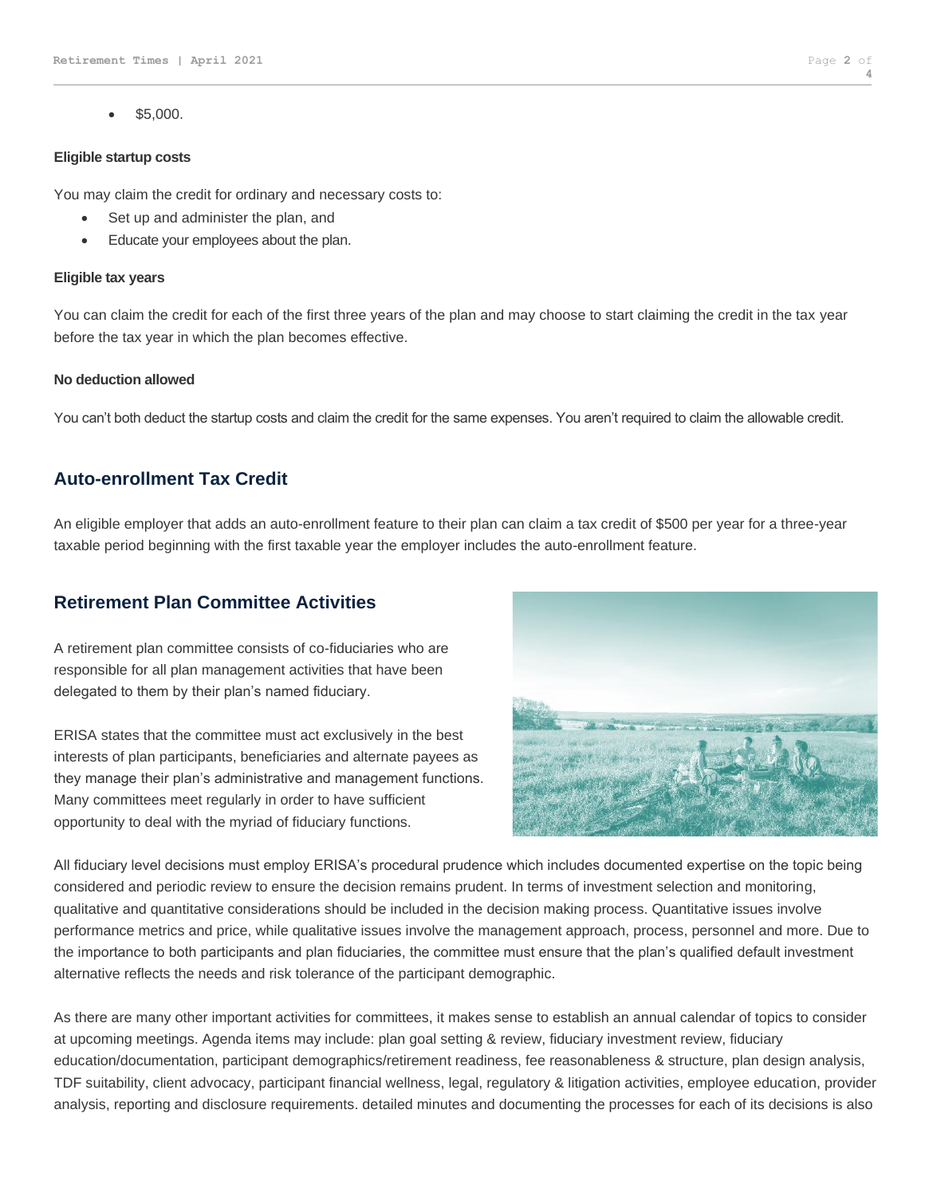- $5,000.

#### Eligible startup costs

You may claim the credit for ordinary and necessary costs to:

- Set up and administer the plan, and
- Educate your employees about the plan.

#### Eligible tax years

You can claim the credit for each of the first three years of the plan and may choose to start claiming the credit in the tax year before the tax year in which the plan becomes effective.

#### No deduction allowed

You can't both deduct the startup costs and claim the credit for the same expenses. You aren't required to claim the allowable credit.

## Auto-enrollment Tax Credit

An eligible employer that adds an auto-enrollment feature to their plan can claim a tax credit of $500 per year for a three-year taxable period beginning with the first taxable year the employer includes the auto-enrollment feature.

## Retirement Plan Committee Activities

A retirement plan committee consists of co-fiduciaries who are responsible for all plan management activities that have been delegated to them by their plan's named fiduciary.

ERISA states that the committee must act exclusively in the best interests of plan participants, beneficiaries and alternate payees as they manage their plan's administrative and management functions. Many committees meet regularly in order to have sufficient opportunity to deal with the myriad of fiduciary functions.

All fiduciary level decisions must employ ERISA's procedural prudence which includes documented expertise on the topic being considered and periodic review to ensure the decision remains prudent. In terms of investment selection and monitoring, qualitative and quantitative considerations should be included in the decision making process. Quantitative issues involve performance metrics and price, while qualitative issues involve the management approach, process, personnel and more. Due to the importance to both participants and plan fiduciaries, the committee must ensure that the plan's qualified default investment alternative reflects the needs and risk tolerance of the participant demographic.

As there are many other important activities for committees, it makes sense to establish an annual calendar of topics to consider at upcoming meetings. Agenda items may include: plan goal setting & review, fiduciary investment review, fiduciary education/documentation, participant demographics/retirement readiness, fee reasonableness & structure, plan design analysis, TDF suitability, client advocacy, participant financial wellness, legal, regulatory & litigation activities, employee education, provider analysis, reporting and disclosure requirements. detailed minutes and documenting the processes for each of its decisions is also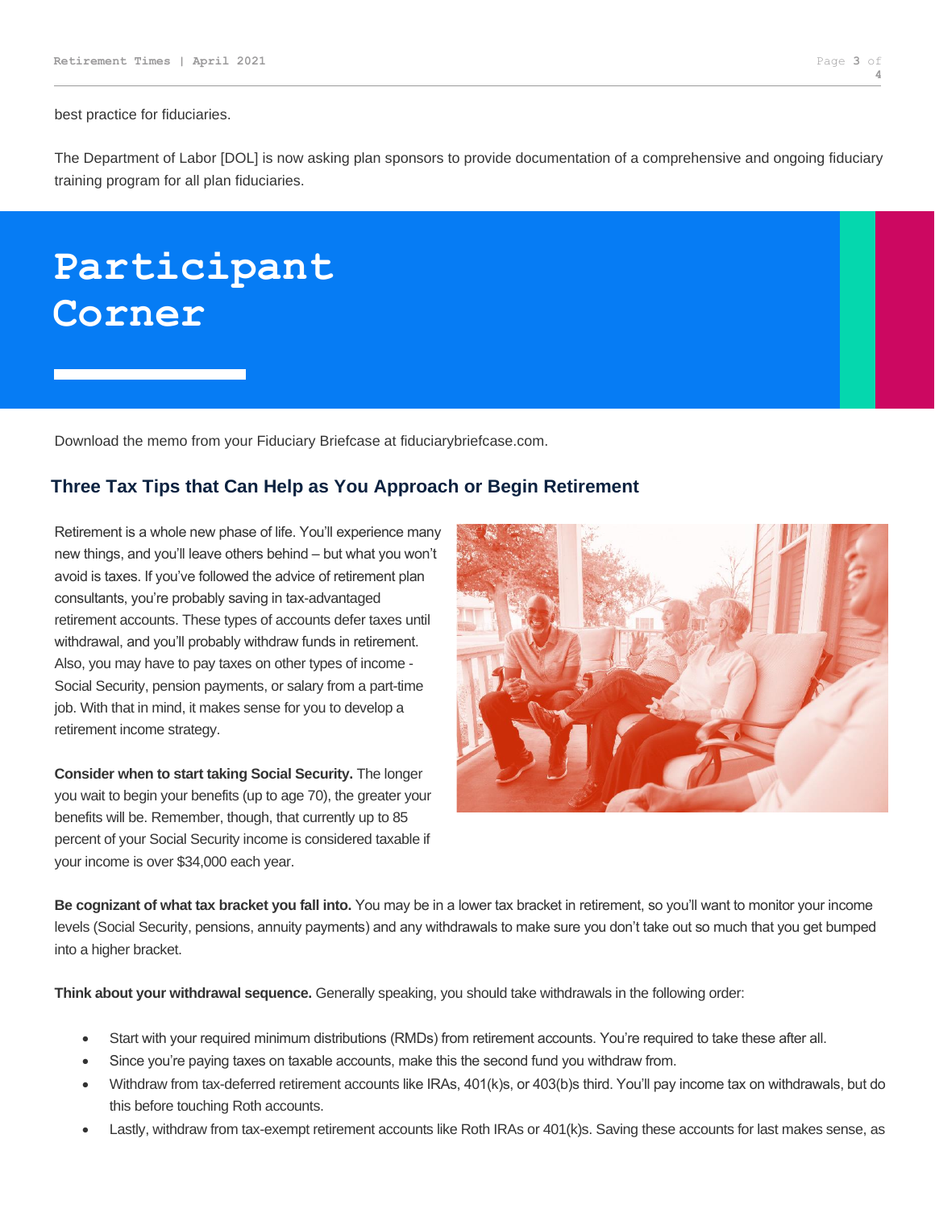best practice for fiduciaries.

The Department of Labor [DOL] is now asking plan sponsors to provide documentation of a comprehensive and ongoing fiduciary training program for all plan fiduciaries.

# Participant Corner

Download the memo from your Fiduciary Briefcase at fiduciarybriefcase.com.

## Three Tax Tips that Can Help as You Approach or Begin Retirement

Retirement is a whole new phase of life. You'll experience many new things, and you'll leave others behind – but what you won't avoid is taxes. If you've followed the advice of retirement plan consultants, you're probably saving in tax-advantaged retirement accounts. These types of accounts defer taxes until withdrawal, and you'll probably withdraw funds in retirement. Also, you may have to pay taxes on other types of income - Social Security, pension payments, or salary from a part-time job. With that in mind, it makes sense for you to develop a retirement income strategy.

**Consider when to start taking Social Security.** The longer you wait to begin your benefits (up to age 70), the greater your benefits will be. Remember, though, that currently up to 85 percent of your Social Security income is considered taxable if your income is over $34,000 each year.

**Be cognizant of what tax bracket you fall into.** You may be in a lower tax bracket in retirement, so you'll want to monitor your income levels (Social Security, pensions, annuity payments) and any withdrawals to make sure you don't take out so much that you get bumped into a higher bracket.

**Think about your withdrawal sequence.** Generally speaking, you should take withdrawals in the following order:

- Start with your required minimum distributions (RMDs) from retirement accounts. You're required to take these after all.
- Since you're paying taxes on taxable accounts, make this the second fund you withdraw from.
- Withdraw from tax-deferred retirement accounts like IRAs, 401(k)s, or 403(b)s third. You'll pay income tax on withdrawals, but do this before touching Roth accounts.
- Lastly, withdraw from tax-exempt retirement accounts like Roth IRAs or 401(k)s. Saving these accounts for last makes sense, as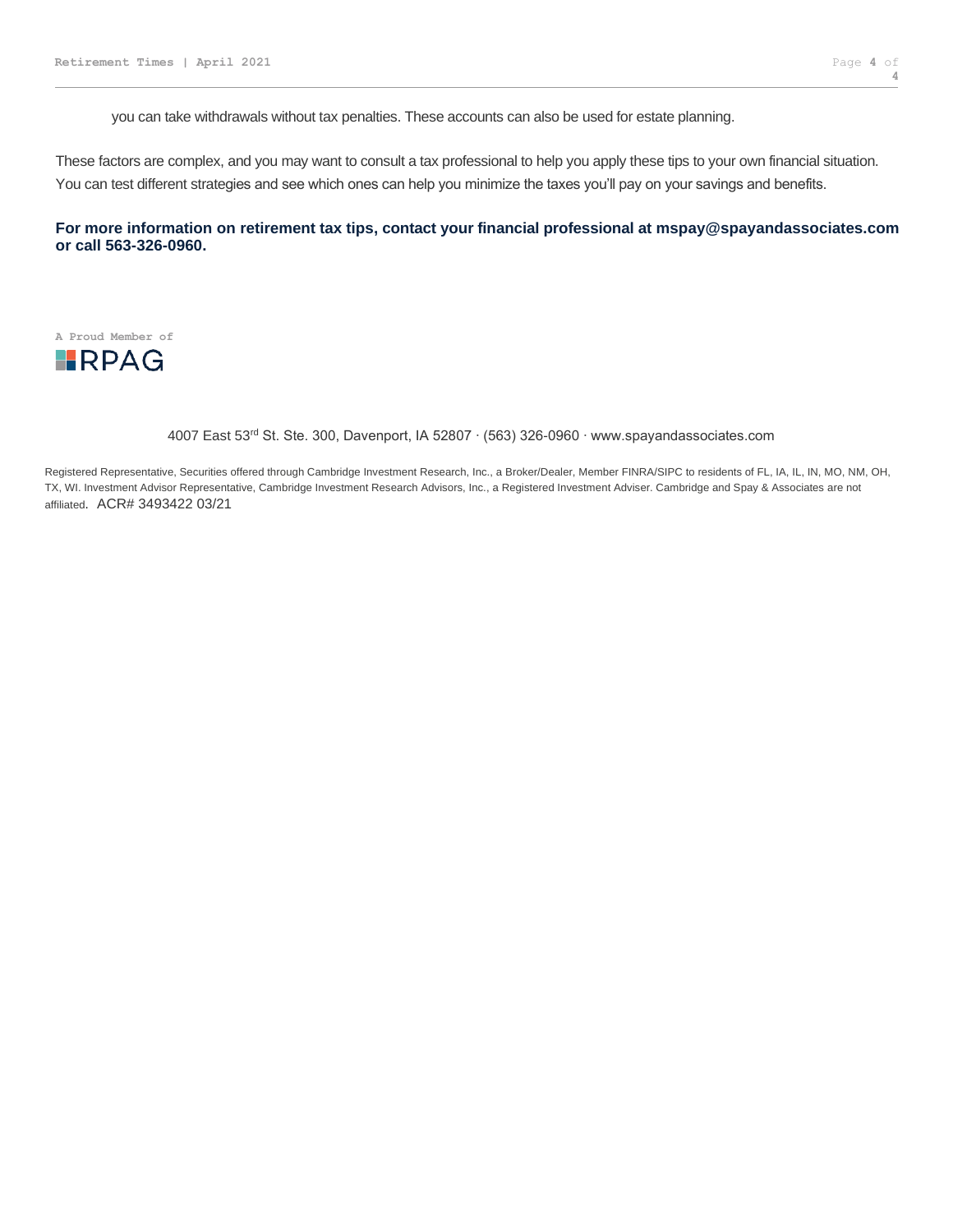you can take withdrawals without tax penalties. These accounts can also be used for estate planning.

These factors are complex, and you may want to consult a tax professional to help you apply these tips to your own financial situation. You can test different strategies and see which ones can help you minimize the taxes you'll pay on your savings and benefits.

**For more information on retirement tax tips, contact your financial professional at mspay@spayandassociates.com or call 563-326-0960.**

A Proud Member of

RPAG

4007 East 53rd St. Ste. 300, Davenport, IA 52807 · (563) 326-0960 · www.spayandassociates.com

Registered Representative, Securities offered through Cambridge Investment Research, Inc., a Broker/Dealer, Member FINRA/SIPC to residents of FL, IA, IL, IN, MO, NM, OH, TX, WI. Investment Advisor Representative, Cambridge Investment Research Advisors, Inc., a Registered Investment Adviser. Cambridge and Spay & Associates are not affiliated. ACR# 3493422 03/21